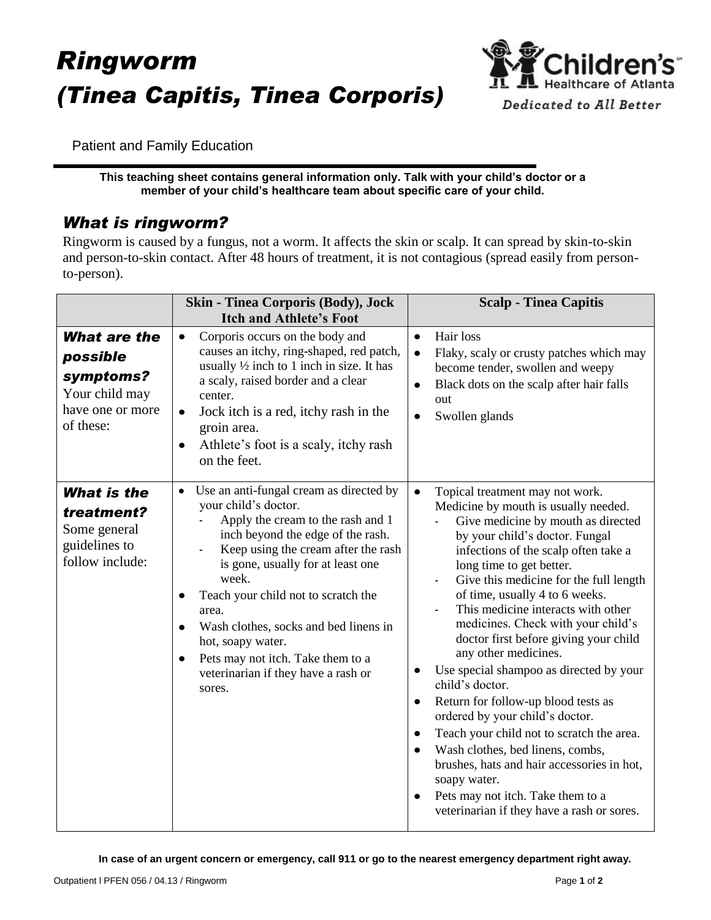# Ringworm
# (Tinea Capitis, Tinea Corporis)

Patient and Family Education

**This teaching sheet contains general information only. Talk with your child's doctor or a member of your child's healthcare team about specific care of your child.**

## What is ringworm?

Ringworm is caused by a fungus, not a worm. It affects the skin or scalp. It can spread by skin-to-skin and person-to-skin contact. After 48 hours of treatment, it is not contagious (spread easily from person-to-person).

| | **Skin - Tinea Corporis (Body), Jock Itch and Athlete's Foot** | **Scalp - Tinea Capitis** |
|---|---|---|
| ***What are the possible symptoms?*** Your child may have one or more of these: | • Corporis occurs on the body and causes an itchy, ring-shaped, red patch, usually ½ inch to 1 inch in size. It has a scaly, raised border and a clear center.<br>• Jock itch is a red, itchy rash in the groin area.<br>• Athlete's foot is a scaly, itchy rash on the feet. | • Hair loss<br>• Flaky, scaly or crusty patches which may become tender, swollen and weepy<br>• Black dots on the scalp after hair falls out<br>• Swollen glands |
| ***What is the treatment?*** Some general guidelines to follow include: | • Use an anti-fungal cream as directed by your child's doctor.<br>  - Apply the cream to the rash and 1 inch beyond the edge of the rash.<br>  - Keep using the cream after the rash is gone, usually for at least one week.<br>• Teach your child not to scratch the area.<br>• Wash clothes, socks and bed linens in hot, soapy water.<br>• Pets may not itch. Take them to a veterinarian if they have a rash or sores. | • Topical treatment may not work. Medicine by mouth is usually needed.<br>  - Give medicine by mouth as directed by your child's doctor. Fungal infections of the scalp often take a long time to get better.<br>  - Give this medicine for the full length of time, usually 4 to 6 weeks.<br>  - This medicine interacts with other medicines. Check with your child's doctor first before giving your child any other medicines.<br>• Use special shampoo as directed by your child's doctor.<br>• Return for follow-up blood tests as ordered by your child's doctor.<br>• Teach your child not to scratch the area.<br>• Wash clothes, bed linens, combs, brushes, hats and hair accessories in hot, soapy water.<br>• Pets may not itch. Take them to a veterinarian if they have a rash or sores. |

**In case of an urgent concern or emergency, call 911 or go to the nearest emergency department right away.**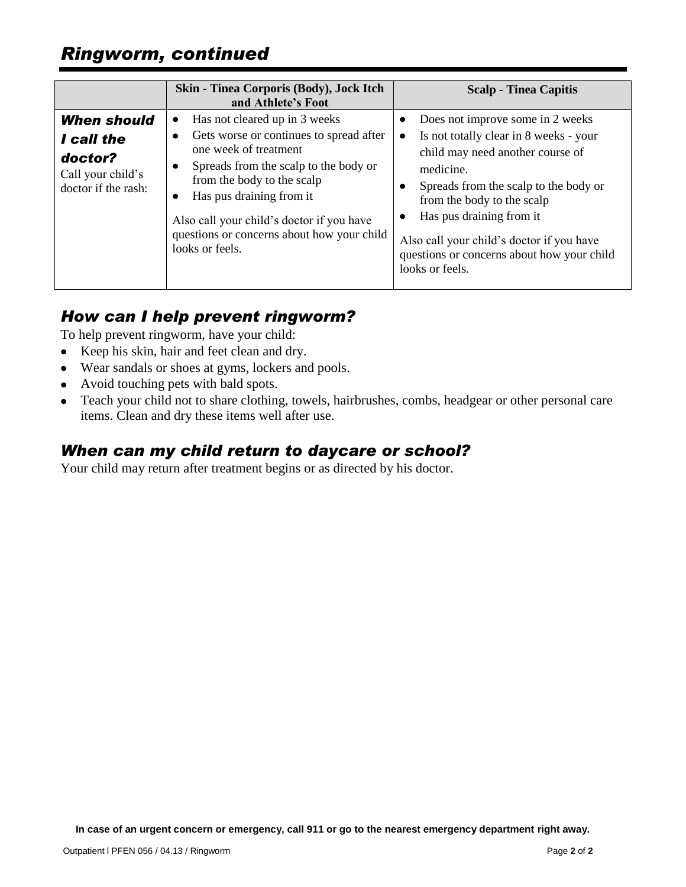## Ringworm, continued

| | Skin - Tinea Corporis (Body), Jock Itch and Athlete's Foot | Scalp - Tinea Capitis |
|---|---|---|
| ***When should I call the doctor?*** Call your child's doctor if the rash: | • Has not cleared up in 3 weeks<br>• Gets worse or continues to spread after one week of treatment<br>• Spreads from the scalp to the body or from the body to the scalp<br>• Has pus draining from it<br><br>Also call your child's doctor if you have questions or concerns about how your child looks or feels. | • Does not improve some in 2 weeks<br>• Is not totally clear in 8 weeks - your child may need another course of medicine.<br>• Spreads from the scalp to the body or from the body to the scalp<br>• Has pus draining from it<br><br>Also call your child's doctor if you have questions or concerns about how your child looks or feels. |

### How can I help prevent ringworm?

To help prevent ringworm, have your child:

- Keep his skin, hair and feet clean and dry.
- Wear sandals or shoes at gyms, lockers and pools.
- Avoid touching pets with bald spots.
- Teach your child not to share clothing, towels, hairbrushes, combs, headgear or other personal care items. Clean and dry these items well after use.

### When can my child return to daycare or school?

Your child may return after treatment begins or as directed by his doctor.

**In case of an urgent concern or emergency, call 911 or go to the nearest emergency department right away.**